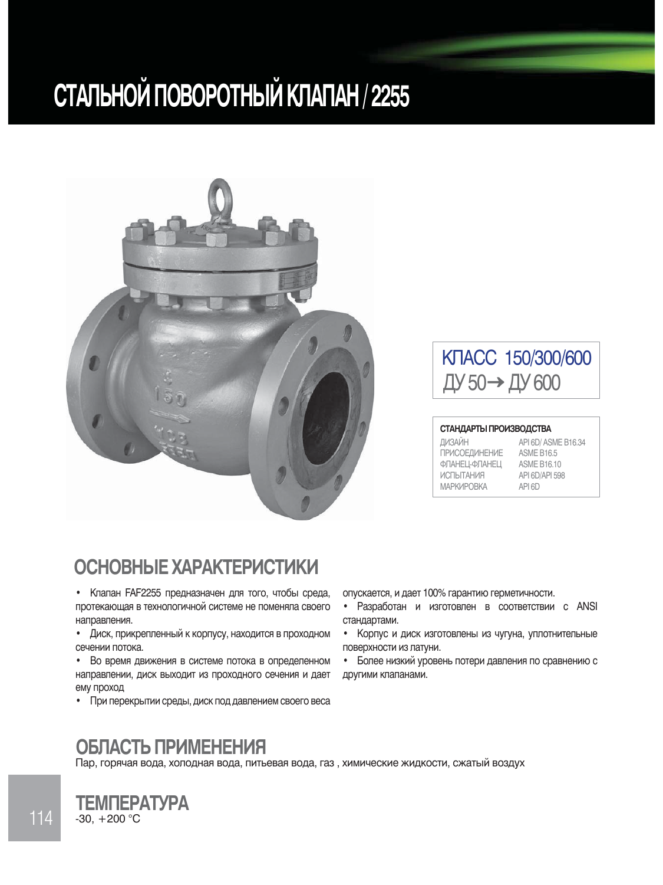# СТАЛЬНОЙ ПОВОРОТНЫЙ КЛАПАН / 2255

КЛАСС 150/300/600
ДУ 50→ ДУ 600

| СТАНДАРТЫ ПРОИЗВОДСТВА | |
|---|---|
| ДИЗАЙН | API 6D/ ASME B16.34 |
| ПРИСОЕДИНЕНИЕ | ASME B16.5 |
| ФЛАНЕЦ-ФЛАНЕЦ | ASME B16.10 |
| ИСПЫТАНИЯ | API 6D/API 598 |
| МАРКИРОВКА | API 6D |

## ОСНОВНЫЕ ХАРАКТЕРИСТИКИ

- Клапан FAF2255 предназначен для того, чтобы среда, протекающая в технологичной системе не поменяла своего направления.
- Диск, прикрепленный к корпусу, находится в проходном сечении потока.
- Во время движения в системе потока в определенном направлении, диск выходит из проходного сечения и дает ему проход
- При перекрытии среды, диск под давлением своего веса опускается, и дает 100% гарантию герметичности.
- Разработан и изготовлен в соответствии с ANSI стандартами.
- Корпус и диск изготовлены из чугуна, уплотнительные поверхности из латуни.
- Более низкий уровень потери давления по сравнению с другими клапанами.

## ОБЛАСТЬ ПРИМЕНЕНИЯ

Пар, горячая вода, холодная вода, питьевая вода, газ , химические жидкости, сжатый воздух

## ТЕМПЕРАТУРА

-30, +200 °C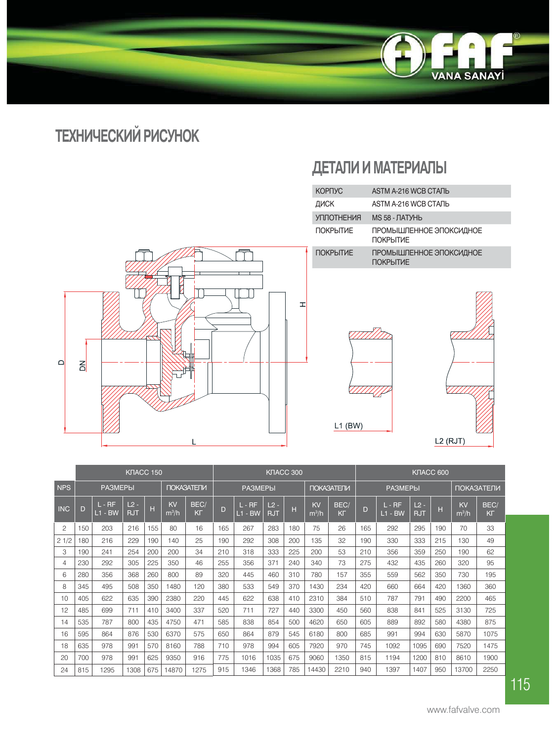## ТЕХНИЧЕСКИЙ РИСУНОК

## ДЕТАЛИ И МАТЕРИАЛЫ

| | |
|---|---|
| КОРПУС | ASTM A-216 WCB СТАЛЬ |
| ДИСК | ASTM A-216 WCB СТАЛЬ |
| УПЛОТНЕНИЯ | MS 58 - ЛАТУНЬ |
| ПОКРЫТИЕ | ПРОМЫШЛЕННОЕ ЭПОКСИДНОЕ ПОКРЫТИЕ |
| ПОКРЫТИЕ | ПРОМЫШЛЕННОЕ ЭПОКСИДНОЕ ПОКРЫТИЕ |

H

D

DN

L

L1 (BW)

L2 (RJT)

| | КЛАСС 150 | | | | | | КЛАСС 300 | | | | | | КЛАСС 600 | | | | | |
|---|---|---|---|---|---|---|---|---|---|---|---|---|---|---|---|---|---|---|
| NPS | РАЗМЕРЫ | | | | ПОКАЗАТЕЛИ | | РАЗМЕРЫ | | | | ПОКАЗАТЕЛИ | | РАЗМЕРЫ | | | | ПОКАЗАТЕЛИ | |
| INC | D | L - RF L1 - BW | L2 - RJT | H | KV $m^3/h$ | ВЕС/ КГ | D | L - RF L1 - BW | L2 - RJT | H | KV $m^3/h$ | ВЕС/ КГ | D | L - RF L1 - BW | L2 - RJT | H | KV $m^3/h$ | ВЕС/ КГ |
| 2 | 150 | 203 | 216 | 155 | 80 | 16 | 165 | 267 | 283 | 180 | 75 | 26 | 165 | 292 | 295 | 190 | 70 | 33 |
| 2 1/2 | 180 | 216 | 229 | 190 | 140 | 25 | 190 | 292 | 308 | 200 | 135 | 32 | 190 | 330 | 333 | 215 | 130 | 49 |
| 3 | 190 | 241 | 254 | 200 | 200 | 34 | 210 | 318 | 333 | 225 | 200 | 53 | 210 | 356 | 359 | 250 | 190 | 62 |
| 4 | 230 | 292 | 305 | 225 | 350 | 46 | 255 | 356 | 371 | 240 | 340 | 73 | 275 | 432 | 435 | 260 | 320 | 95 |
| 6 | 280 | 356 | 368 | 260 | 800 | 89 | 320 | 445 | 460 | 310 | 780 | 157 | 355 | 559 | 562 | 350 | 730 | 195 |
| 8 | 345 | 495 | 508 | 350 | 1480 | 120 | 380 | 533 | 549 | 370 | 1430 | 234 | 420 | 660 | 664 | 420 | 1360 | 360 |
| 10 | 405 | 622 | 635 | 390 | 2380 | 220 | 445 | 622 | 638 | 410 | 2310 | 384 | 510 | 787 | 791 | 490 | 2200 | 465 |
| 12 | 485 | 699 | 711 | 410 | 3400 | 337 | 520 | 711 | 727 | 440 | 3300 | 450 | 560 | 838 | 841 | 525 | 3130 | 725 |
| 14 | 535 | 787 | 800 | 435 | 4750 | 471 | 585 | 838 | 854 | 500 | 4620 | 650 | 605 | 889 | 892 | 580 | 4380 | 875 |
| 16 | 595 | 864 | 876 | 530 | 6370 | 575 | 650 | 864 | 879 | 545 | 6180 | 800 | 685 | 991 | 994 | 630 | 5870 | 1075 |
| 18 | 635 | 978 | 991 | 570 | 8160 | 788 | 710 | 978 | 994 | 605 | 7920 | 970 | 745 | 1092 | 1095 | 690 | 7520 | 1475 |
| 20 | 700 | 978 | 991 | 625 | 9350 | 916 | 775 | 1016 | 1035 | 675 | 9060 | 1350 | 815 | 1194 | 1200 | 810 | 8610 | 1900 |
| 24 | 815 | 1295 | 1308 | 675 | 14870 | 1275 | 915 | 1346 | 1368 | 785 | 14430 | 2210 | 940 | 1397 | 1407 | 950 | 13700 | 2250 |

www.fafvalve.com